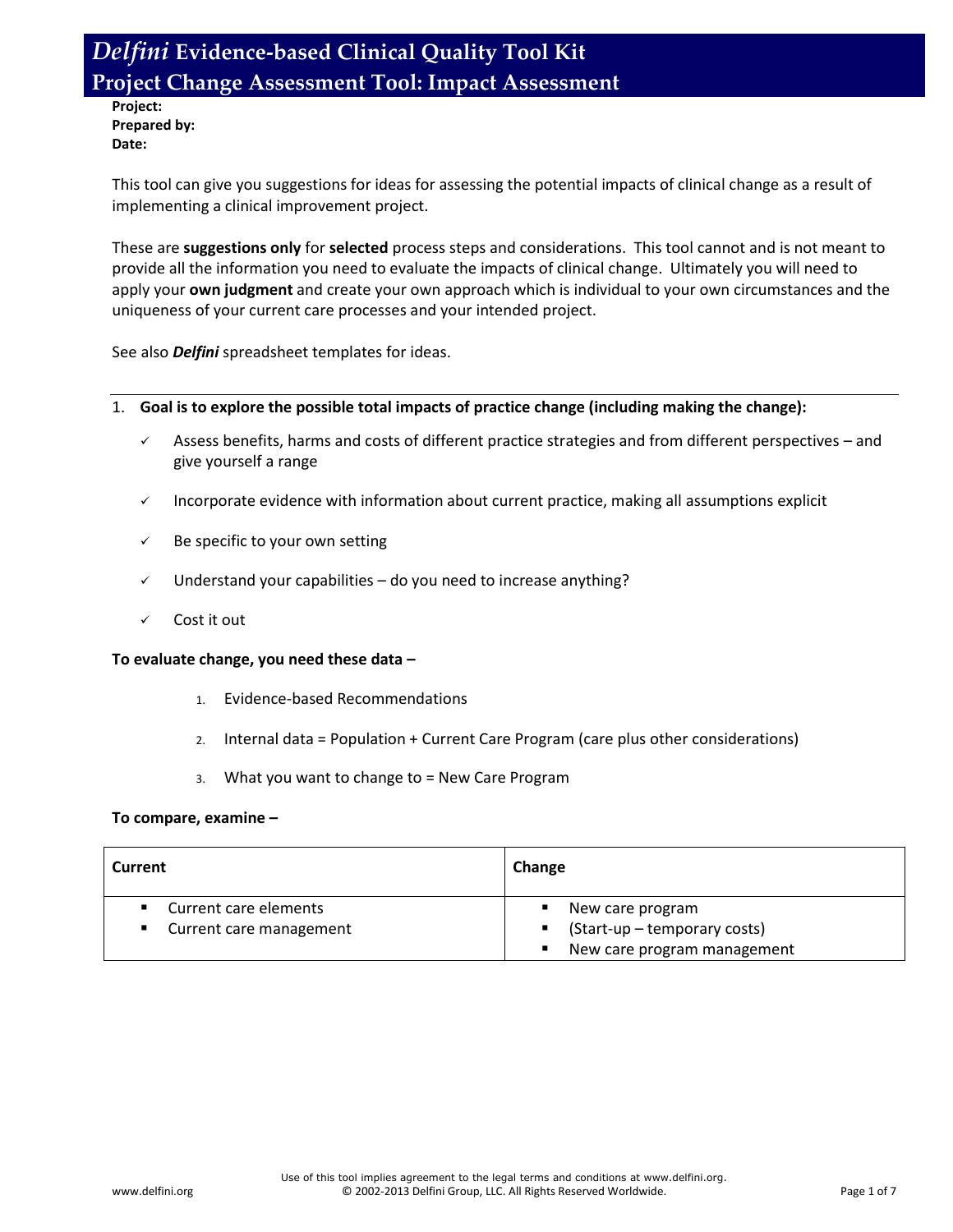# *Delfini* Evidence-based Clinical Quality Tool Kit

## Project Change Assessment Tool: Impact Assessment

**Project:**
**Prepared by:**
**Date:**

This tool can give you suggestions for ideas for assessing the potential impacts of clinical change as a result of implementing a clinical improvement project.

These are **suggestions only** for **selected** process steps and considerations. This tool cannot and is not meant to provide all the information you need to evaluate the impacts of clinical change. Ultimately you will need to apply your **own judgment** and create your own approach which is individual to your own circumstances and the uniqueness of your current care processes and your intended project.

See also ***Delfini*** spreadsheet templates for ideas.

---

1. **Goal is to explore the possible total impacts of practice change (including making the change):**

   - ✓ Assess benefits, harms and costs of different practice strategies and from different perspectives – and give yourself a range
   - ✓ Incorporate evidence with information about current practice, making all assumptions explicit
   - ✓ Be specific to your own setting
   - ✓ Understand your capabilities – do you need to increase anything?
   - ✓ Cost it out

**To evaluate change, you need these data –**

1. Evidence-based Recommendations
2. Internal data = Population + Current Care Program (care plus other considerations)
3. What you want to change to = New Care Program

**To compare, examine –**

| Current | Change |
| --- | --- |
| ▪ Current care elements<br>▪ Current care management | ▪ New care program<br>▪ (Start-up – temporary costs)<br>▪ New care program management |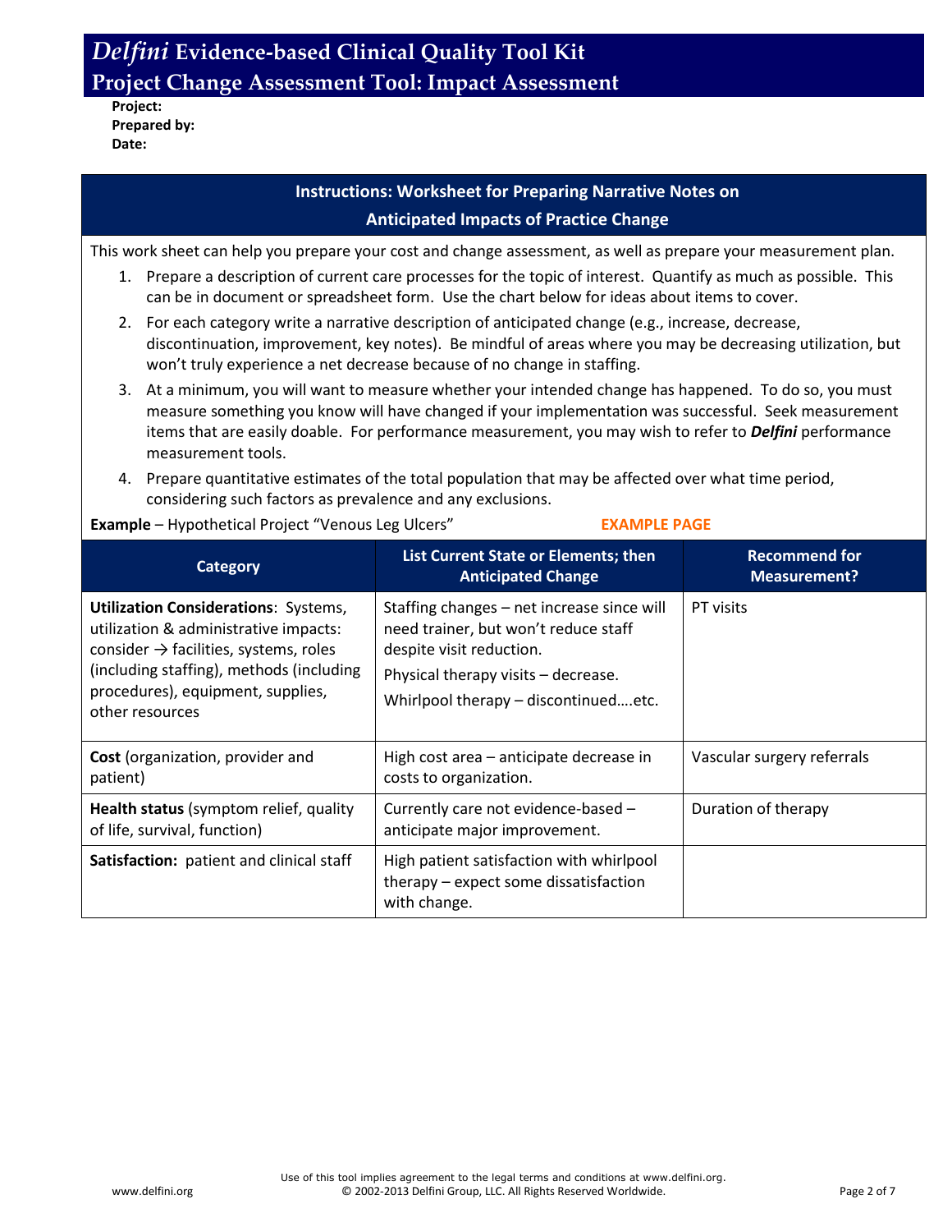# *Delfini* Evidence-based Clinical Quality Tool Kit
## Project Change Assessment Tool: Impact Assessment

**Project:**
**Prepared by:**
**Date:**

### Instructions: Worksheet for Preparing Narrative Notes on Anticipated Impacts of Practice Change

This work sheet can help you prepare your cost and change assessment, as well as prepare your measurement plan.

1. Prepare a description of current care processes for the topic of interest. Quantify as much as possible. This can be in document or spreadsheet form. Use the chart below for ideas about items to cover.
2. For each category write a narrative description of anticipated change (e.g., increase, decrease, discontinuation, improvement, key notes). Be mindful of areas where you may be decreasing utilization, but won't truly experience a net decrease because of no change in staffing.
3. At a minimum, you will want to measure whether your intended change has happened. To do so, you must measure something you know will have changed if your implementation was successful. Seek measurement items that are easily doable. For performance measurement, you may wish to refer to ***Delfini*** performance measurement tools.
4. Prepare quantitative estimates of the total population that may be affected over what time period, considering such factors as prevalence and any exclusions.

**Example** – Hypothetical Project "Venous Leg Ulcers" **EXAMPLE PAGE**

| Category | List Current State or Elements; then Anticipated Change | Recommend for Measurement? |
|---|---|---|
| **Utilization Considerations**: Systems, utilization & administrative impacts: consider → facilities, systems, roles (including staffing), methods (including procedures), equipment, supplies, other resources | Staffing changes – net increase since will need trainer, but won't reduce staff despite visit reduction.<br>Physical therapy visits – decrease.<br>Whirlpool therapy – discontinued….etc. | PT visits |
| **Cost** (organization, provider and patient) | High cost area – anticipate decrease in costs to organization. | Vascular surgery referrals |
| **Health status** (symptom relief, quality of life, survival, function) | Currently care not evidence-based – anticipate major improvement. | Duration of therapy |
| **Satisfaction:** patient and clinical staff | High patient satisfaction with whirlpool therapy – expect some dissatisfaction with change. | |

Use of this tool implies agreement to the legal terms and conditions at www.delfini.org.
© 2002-2013 Delfini Group, LLC. All Rights Reserved Worldwide.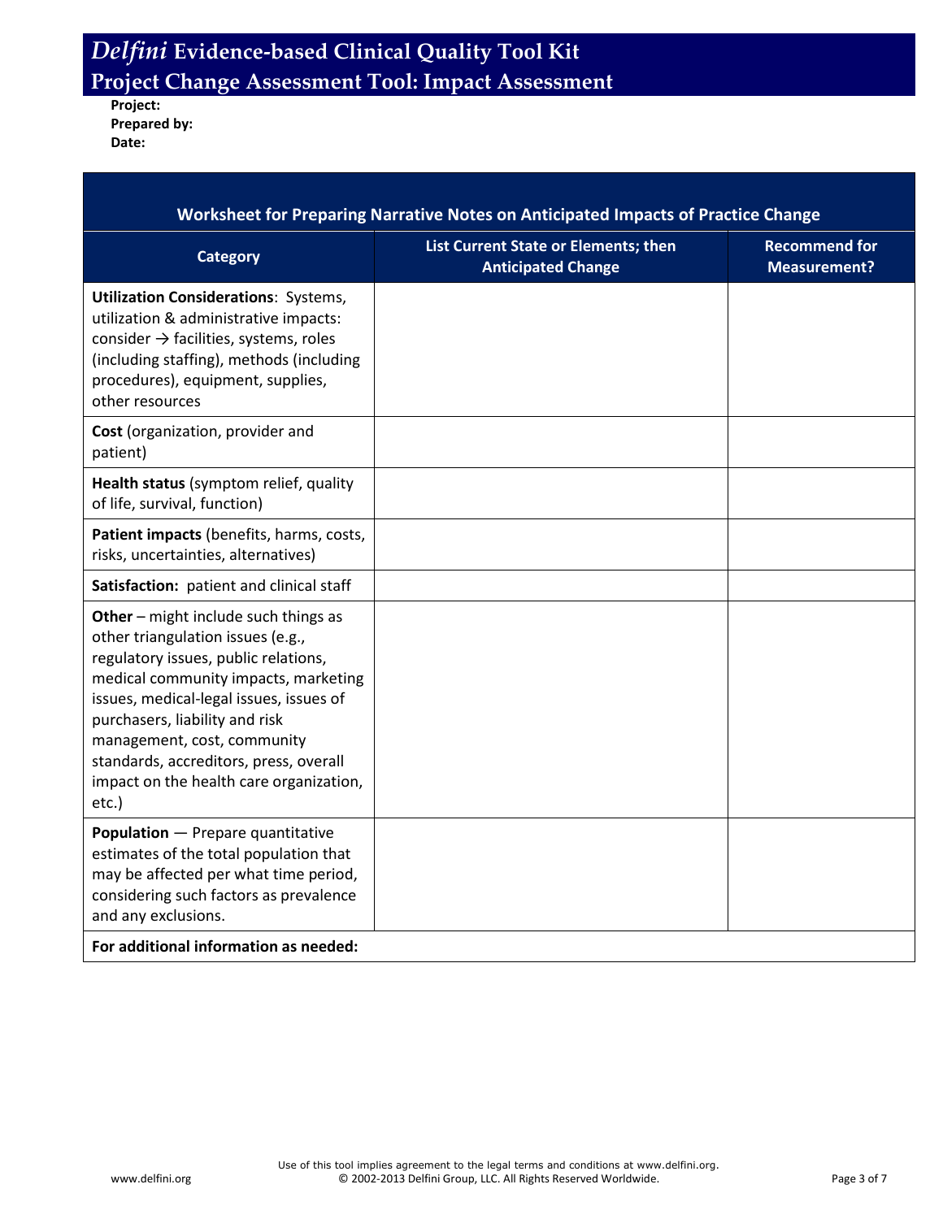# *Delfini* Evidence-based Clinical Quality Tool Kit
## Project Change Assessment Tool: Impact Assessment

**Project:**
**Prepared by:**
**Date:**

| Worksheet for Preparing Narrative Notes on Anticipated Impacts of Practice Change | | |
|---|---|---|
| **Category** | **List Current State or Elements; then Anticipated Change** | **Recommend for Measurement?** |
| **Utilization Considerations**: Systems, utilization & administrative impacts: consider → facilities, systems, roles (including staffing), methods (including procedures), equipment, supplies, other resources | | |
| **Cost** (organization, provider and patient) | | |
| **Health status** (symptom relief, quality of life, survival, function) | | |
| **Patient impacts** (benefits, harms, costs, risks, uncertainties, alternatives) | | |
| **Satisfaction:** patient and clinical staff | | |
| **Other** – might include such things as other triangulation issues (e.g., regulatory issues, public relations, medical community impacts, marketing issues, medical-legal issues, issues of purchasers, liability and risk management, cost, community standards, accreditors, press, overall impact on the health care organization, etc.) | | |
| **Population** — Prepare quantitative estimates of the total population that may be affected per what time period, considering such factors as prevalence and any exclusions. | | |
| **For additional information as needed:** | | |

Use of this tool implies agreement to the legal terms and conditions at www.delfini.org.
© 2002-2013 Delfini Group, LLC. All Rights Reserved Worldwide.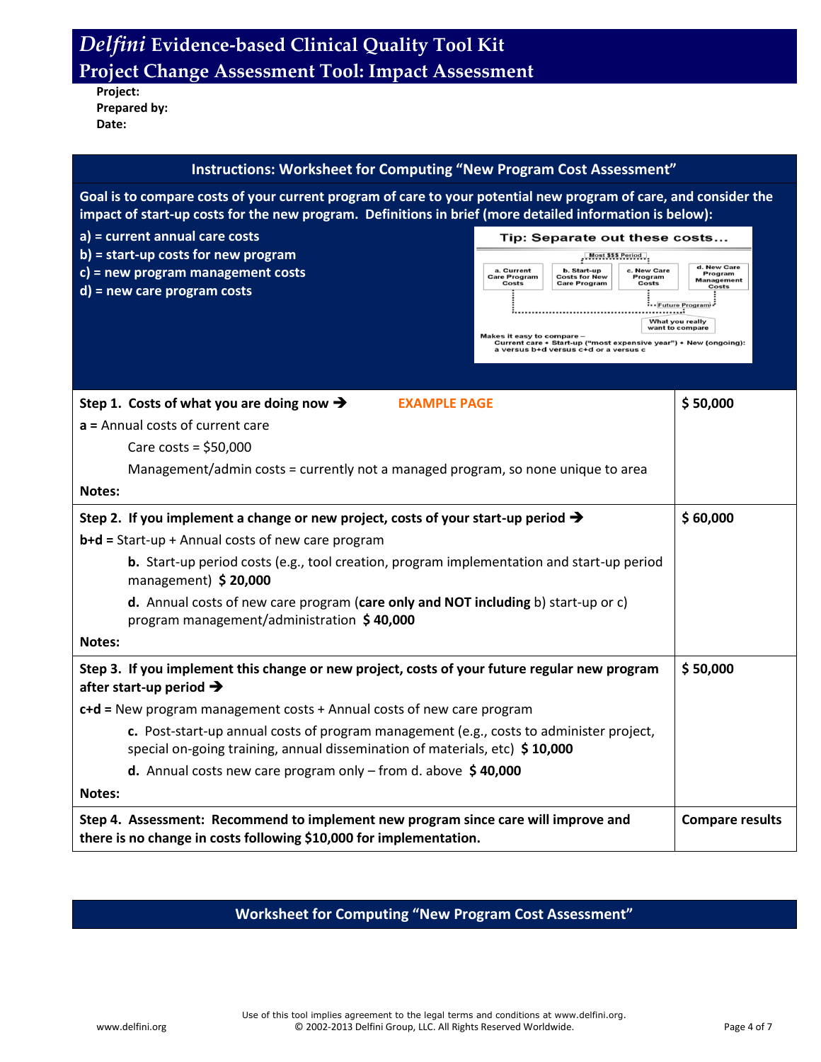# *Delfini* Evidence-based Clinical Quality Tool Kit

## Project Change Assessment Tool: Impact Assessment

**Project:**
**Prepared by:**
**Date:**

### Instructions: Worksheet for Computing "New Program Cost Assessment"

**Goal is to compare costs of your current program of care to your potential new program of care, and consider the impact of start-up costs for the new program. Definitions in brief (more detailed information is below):**

- **a) = current annual care costs**
- **b) = start-up costs for new program**
- **c) = new program management costs**
- **d) = new care program costs**

**Tip: Separate out these costs...**

Most $$$ Period

| a. Current Care Program Costs | b. Start-up Costs for New Care Program | c. New Care Program Costs | d. New Care Program Management Costs |
|---|---|---|---|

Future Program

What you really want to compare

Makes it easy to compare – Current care + Start-up ("most expensive year") + New (ongoing): a versus b+d versus c+d or a versus c

| | |
|---|---|
| **Step 1. Costs of what you are doing now ➔** **EXAMPLE PAGE**<br><br>**a =** Annual costs of current care<br><br>Care costs = $50,000<br><br>Management/admin costs = currently not a managed program, so none unique to area<br><br>**Notes:** | **$ 50,000** |
| **Step 2. If you implement a change or new project, costs of your start-up period ➔**<br><br>**b+d =** Start-up + Annual costs of new care program<br><br>**b.** Start-up period costs (e.g., tool creation, program implementation and start-up period management) **$ 20,000**<br><br>**d.** Annual costs of new care program (**care only and NOT including** b) start-up or c) program management/administration **$ 40,000**<br><br>**Notes:** | **$ 60,000** |
| **Step 3. If you implement this change or new project, costs of your future regular new program after start-up period ➔**<br><br>**c+d =** New program management costs + Annual costs of new care program<br><br>**c.** Post-start-up annual costs of program management (e.g., costs to administer project, special on-going training, annual dissemination of materials, etc) **$ 10,000**<br><br>**d.** Annual costs new care program only – from d. above **$ 40,000**<br><br>**Notes:** | **$ 50,000** |
| **Step 4. Assessment: Recommend to implement new program since care will improve and there is no change in costs following $10,000 for implementation.** | **Compare results** |

### Worksheet for Computing "New Program Cost Assessment"

Use of this tool implies agreement to the legal terms and conditions at www.delfini.org.
© 2002-2013 Delfini Group, LLC. All Rights Reserved Worldwide.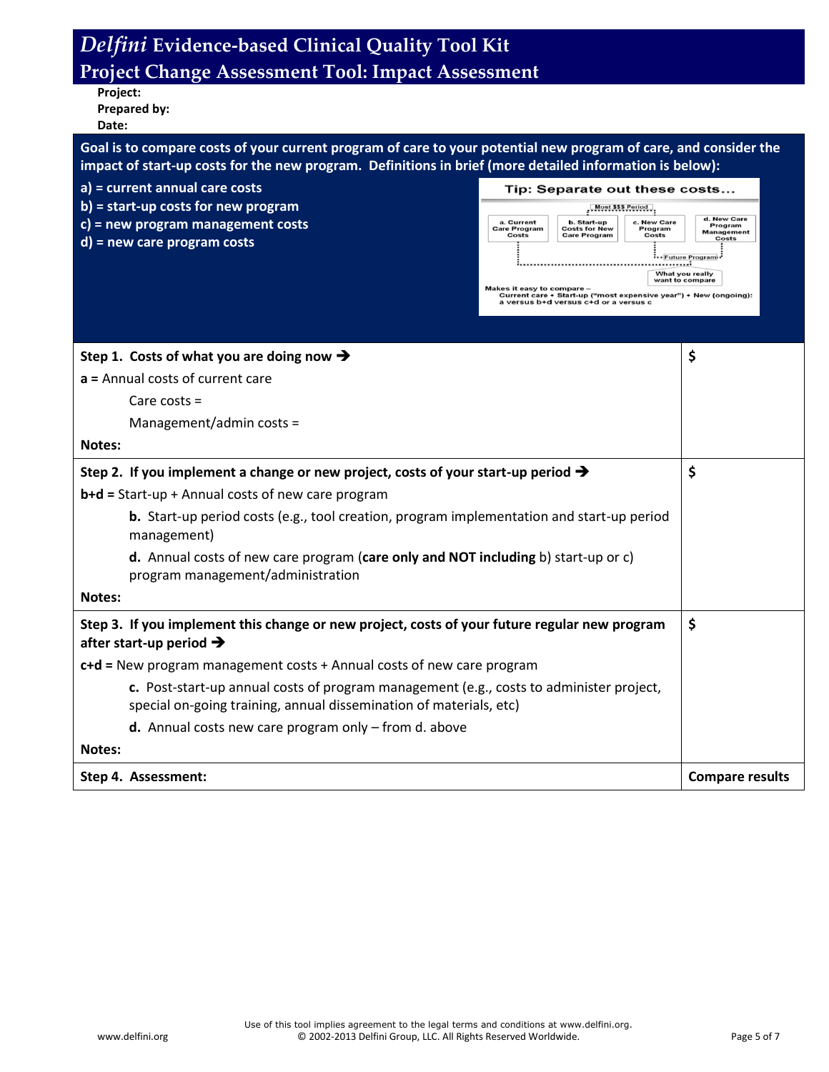# Delfini Evidence-based Clinical Quality Tool Kit

## Project Change Assessment Tool: Impact Assessment

**Project:**

**Prepared by:**

**Date:**

**Goal is to compare costs of your current program of care to your potential new program of care, and consider the impact of start-up costs for the new program. Definitions in brief (more detailed information is below):**

**a) = current annual care costs**
**b) = start-up costs for new program**
**c) = new program management costs**
**d) = new care program costs**

**Tip: Separate out these costs…**

Most $$$ Period

a. Current Care Program Costs | b. Start-up Costs for New Care Program | c. New Care Program Costs | d. New Care Program Management Costs

Future Program

What you really want to compare

Makes it easy to compare –
Current care + Start-up ("most expensive year") + New (ongoing):
a versus b+d versus c+d or a versus c

| | |
|---|---|
| **Step 1. Costs of what you are doing now ➔**<br>**a =** Annual costs of current care<br>Care costs =<br>Management/admin costs =<br>**Notes:** | **$** |
| **Step 2. If you implement a change or new project, costs of your start-up period ➔**<br>**b+d =** Start-up + Annual costs of new care program<br>**b.** Start-up period costs (e.g., tool creation, program implementation and start-up period management)<br>**d.** Annual costs of new care program (**care only and NOT including** b) start-up or c) program management/administration<br>**Notes:** | **$** |
| **Step 3. If you implement this change or new project, costs of your future regular new program after start-up period ➔**<br>**c+d =** New program management costs + Annual costs of new care program<br>**c.** Post-start-up annual costs of program management (e.g., costs to administer project, special on-going training, annual dissemination of materials, etc)<br>**d.** Annual costs new care program only – from d. above<br>**Notes:** | **$** |
| **Step 4. Assessment:** | **Compare results** |

Use of this tool implies agreement to the legal terms and conditions at www.delfini.org.
© 2002-2013 Delfini Group, LLC. All Rights Reserved Worldwide.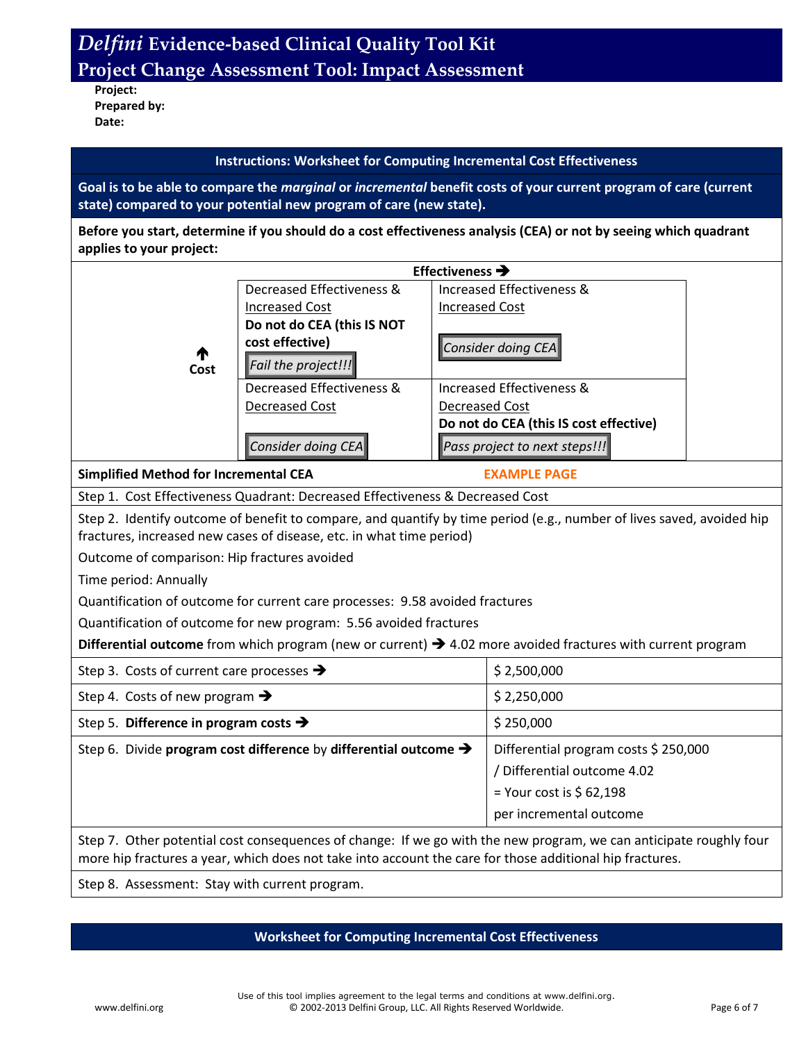# *Delfini* Evidence-based Clinical Quality Tool Kit
## Project Change Assessment Tool: Impact Assessment

**Project:**
**Prepared by:**
**Date:**

### Instructions: Worksheet for Computing Incremental Cost Effectiveness

**Goal is to be able to compare the *marginal* or *incremental* benefit costs of your current program of care (current state) compared to your potential new program of care (new state).**

**Before you start, determine if you should do a cost effectiveness analysis (CEA) or not by seeing which quadrant applies to your project:**

| | Effectiveness → | |
|---|---|---|
| ↑ Cost | Decreased Effectiveness & Increased Cost<br>**Do not do CEA (this IS NOT cost effective)**<br>*Fail the project!!!* | Increased Effectiveness & Increased Cost<br>*Consider doing CEA* |
| | Decreased Effectiveness & Decreased Cost<br>*Consider doing CEA* | Increased Effectiveness & Decreased Cost<br>**Do not do CEA (this IS cost effective)**<br>*Pass project to next steps!!!* |

**Simplified Method for Incremental CEA** — EXAMPLE PAGE

Step 1. Cost Effectiveness Quadrant: Decreased Effectiveness & Decreased Cost

Step 2. Identify outcome of benefit to compare, and quantify by time period (e.g., number of lives saved, avoided hip fractures, increased new cases of disease, etc. in what time period)

Outcome of comparison: Hip fractures avoided

Time period: Annually

Quantification of outcome for current care processes: 9.58 avoided fractures

Quantification of outcome for new program: 5.56 avoided fractures

**Differential outcome** from which program (new or current) → 4.02 more avoided fractures with current program

| | |
|---|---|
| Step 3. Costs of current care processes → | $ 2,500,000 |
| Step 4. Costs of new program → | $ 2,250,000 |
| Step 5. **Difference in program costs** → | $ 250,000 |
| Step 6. Divide **program cost difference** by **differential outcome** → | Differential program costs $ 250,000<br>/ Differential outcome 4.02<br>= Your cost is $ 62,198<br>per incremental outcome |

Step 7. Other potential cost consequences of change: If we go with the new program, we can anticipate roughly four more hip fractures a year, which does not take into account the care for those additional hip fractures.

Step 8. Assessment: Stay with current program.

### Worksheet for Computing Incremental Cost Effectiveness

Use of this tool implies agreement to the legal terms and conditions at www.delfini.org.
© 2002-2013 Delfini Group, LLC. All Rights Reserved Worldwide.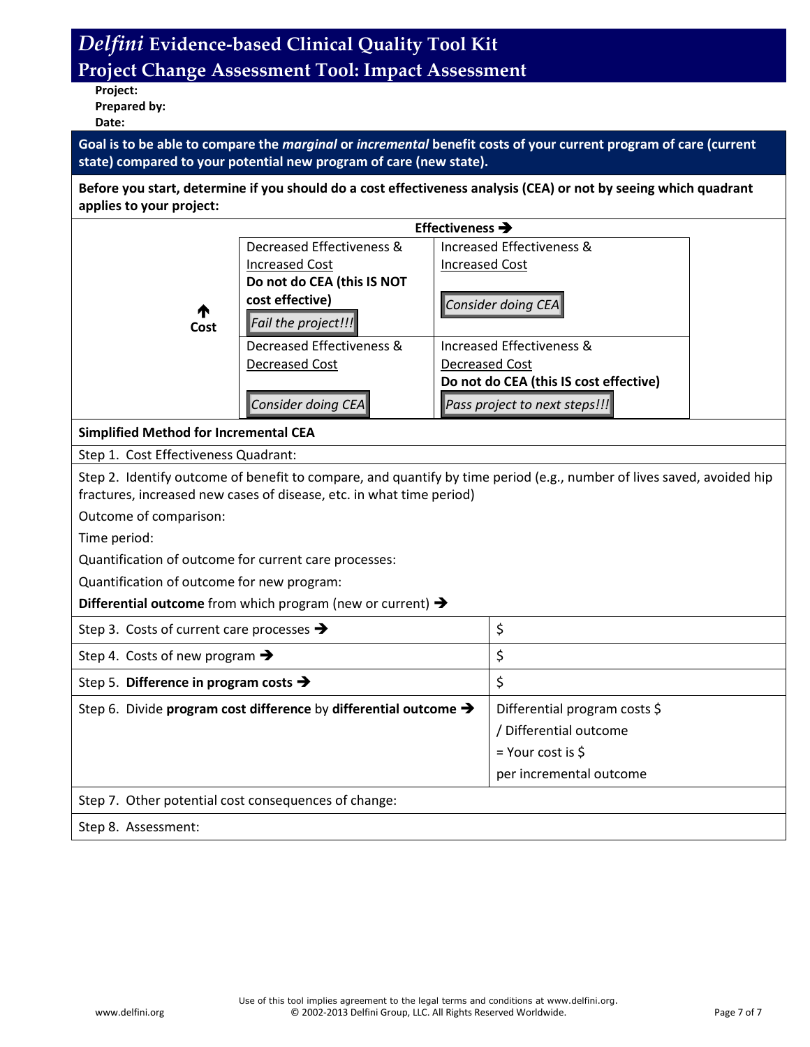# *Delfini* Evidence-based Clinical Quality Tool Kit

## Project Change Assessment Tool: Impact Assessment

**Project:**
**Prepared by:**
**Date:**

**Goal is to be able to compare the *marginal* or *incremental* benefit costs of your current program of care (current state) compared to your potential new program of care (new state).**

**Before you start, determine if you should do a cost effectiveness analysis (CEA) or not by seeing which quadrant applies to your project:**

| | Effectiveness ➔ | |
|---|---|---|
| ↑ Cost | Decreased Effectiveness & <u>Increased Cost</u><br>**Do not do CEA (this IS NOT cost effective)**<br>*Fail the project!!!* | Increased Effectiveness & <u>Increased Cost</u><br>*Consider doing CEA* |
| | Decreased Effectiveness & <u>Decreased Cost</u><br>*Consider doing CEA* | Increased Effectiveness & <u>Decreased Cost</u><br>**Do not do CEA (this IS cost effective)**<br>*Pass project to next steps!!!* |

**Simplified Method for Incremental CEA**

Step 1. Cost Effectiveness Quadrant:

Step 2. Identify outcome of benefit to compare, and quantify by time period (e.g., number of lives saved, avoided hip fractures, increased new cases of disease, etc. in what time period)

Outcome of comparison:

Time period:

Quantification of outcome for current care processes:

Quantification of outcome for new program:

**Differential outcome** from which program (new or current) ➔

| | |
|---|---|
| Step 3. Costs of current care processes ➔ | $ |
| Step 4. Costs of new program ➔ | $ |
| Step 5. **Difference in program costs** ➔ | $ |
| Step 6. Divide **program cost difference** by **differential outcome** ➔ | Differential program costs $<br>/ Differential outcome<br>= Your cost is $<br>per incremental outcome |

Step 7. Other potential cost consequences of change:

Step 8. Assessment:

Use of this tool implies agreement to the legal terms and conditions at www.delfini.org.
© 2002-2013 Delfini Group, LLC. All Rights Reserved Worldwide.